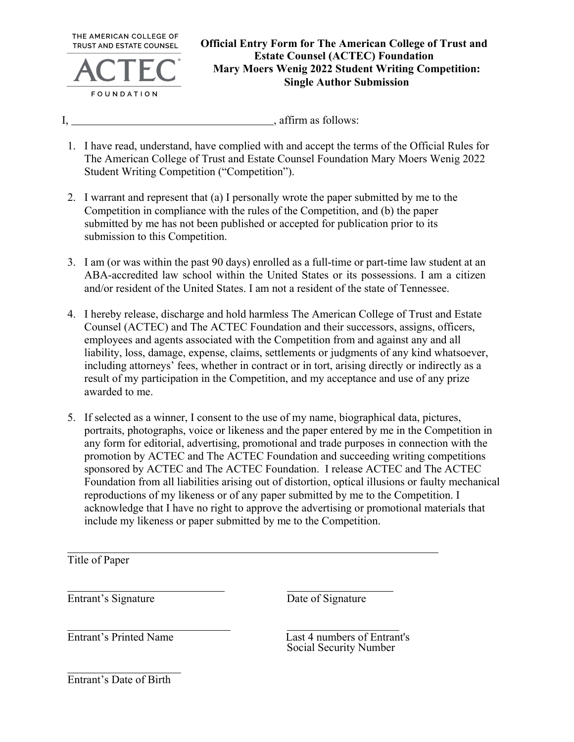THE AMERICAN COLLEGE OF TRUST AND ESTATE COUNSEL

ACTEC

FOUNDATION

# Official Entry Form for The American College of Trust and Estate Counsel (ACTEC) Foundation Mary Moers Wenig 2022 Student Writing Competition: Single Author Submission

I, ____________________________________, affirm as follows:

1. I have read, understand, have complied with and accept the terms of the Official Rules for The American College of Trust and Estate Counsel Foundation Mary Moers Wenig 2022 Student Writing Competition ("Competition").

2. I warrant and represent that (a) I personally wrote the paper submitted by me to the Competition in compliance with the rules of the Competition, and (b) the paper submitted by me has not been published or accepted for publication prior to its submission to this Competition.

3. I am (or was within the past 90 days) enrolled as a full-time or part-time law student at an ABA-accredited law school within the United States or its possessions. I am a citizen and/or resident of the United States. I am not a resident of the state of Tennessee.

4. I hereby release, discharge and hold harmless The American College of Trust and Estate Counsel (ACTEC) and The ACTEC Foundation and their successors, assigns, officers, employees and agents associated with the Competition from and against any and all liability, loss, damage, expense, claims, settlements or judgments of any kind whatsoever, including attorneys' fees, whether in contract or in tort, arising directly or indirectly as a result of my participation in the Competition, and my acceptance and use of any prize awarded to me.

5. If selected as a winner, I consent to the use of my name, biographical data, pictures, portraits, photographs, voice or likeness and the paper entered by me in the Competition in any form for editorial, advertising, promotional and trade purposes in connection with the promotion by ACTEC and The ACTEC Foundation and succeeding writing competitions sponsored by ACTEC and The ACTEC Foundation. I release ACTEC and The ACTEC Foundation from all liabilities arising out of distortion, optical illusions or faulty mechanical reproductions of my likeness or of any paper submitted by me to the Competition. I acknowledge that I have no right to approve the advertising or promotional materials that include my likeness or paper submitted by me to the Competition.

____________________________________________________________
Title of Paper

____________________________ ____________________
Entrant's Signature Date of Signature

____________________________ ____________________
Entrant's Printed Name Last 4 numbers of Entrant's Social Security Number

____________________
Entrant's Date of Birth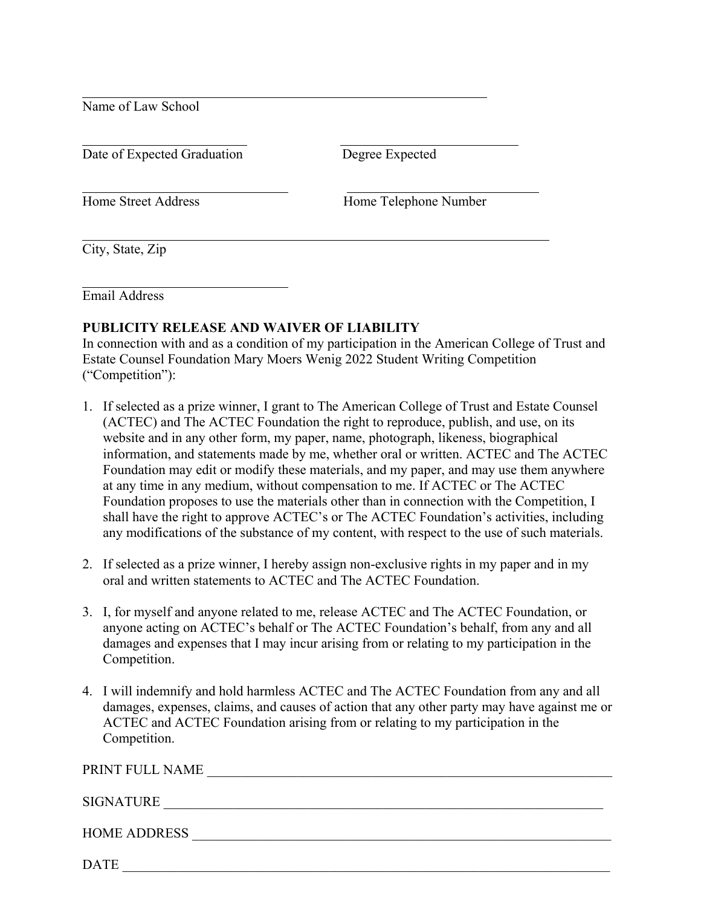\_\_\_\_\_\_\_\_\_\_\_\_\_\_\_\_\_\_\_\_\_\_\_\_\_\_\_\_\_\_\_\_\_\_\_\_\_\_\_\_\_\_\_\_\_\_\_\_\_\_\_\_
Name of Law School

\_\_\_\_\_\_\_\_\_\_\_\_\_\_\_\_\_\_\_\_\_\_\_\_ \_\_\_\_\_\_\_\_\_\_\_\_\_\_\_\_\_\_\_\_\_\_\_\_
Date of Expected Graduation Degree Expected

\_\_\_\_\_\_\_\_\_\_\_\_\_\_\_\_\_\_\_\_\_\_\_\_ \_\_\_\_\_\_\_\_\_\_\_\_\_\_\_\_\_\_\_\_\_\_\_\_
Home Street Address Home Telephone Number

\_\_\_\_\_\_\_\_\_\_\_\_\_\_\_\_\_\_\_\_\_\_\_\_\_\_\_\_\_\_\_\_\_\_\_\_\_\_\_\_\_\_\_\_\_\_\_\_\_\_\_\_\_\_\_\_\_\_
City, State, Zip

\_\_\_\_\_\_\_\_\_\_\_\_\_\_\_\_\_\_\_\_\_\_\_\_
Email Address

**PUBLICITY RELEASE AND WAIVER OF LIABILITY**

In connection with and as a condition of my participation in the American College of Trust and Estate Counsel Foundation Mary Moers Wenig 2022 Student Writing Competition ("Competition"):

1. If selected as a prize winner, I grant to The American College of Trust and Estate Counsel (ACTEC) and The ACTEC Foundation the right to reproduce, publish, and use, on its website and in any other form, my paper, name, photograph, likeness, biographical information, and statements made by me, whether oral or written. ACTEC and The ACTEC Foundation may edit or modify these materials, and my paper, and may use them anywhere at any time in any medium, without compensation to me. If ACTEC or The ACTEC Foundation proposes to use the materials other than in connection with the Competition, I shall have the right to approve ACTEC's or The ACTEC Foundation's activities, including any modifications of the substance of my content, with respect to the use of such materials.

2. If selected as a prize winner, I hereby assign non-exclusive rights in my paper and in my oral and written statements to ACTEC and The ACTEC Foundation.

3. I, for myself and anyone related to me, release ACTEC and The ACTEC Foundation, or anyone acting on ACTEC's behalf or The ACTEC Foundation's behalf, from any and all damages and expenses that I may incur arising from or relating to my participation in the Competition.

4. I will indemnify and hold harmless ACTEC and The ACTEC Foundation from any and all damages, expenses, claims, and causes of action that any other party may have against me or ACTEC and ACTEC Foundation arising from or relating to my participation in the Competition.

PRINT FULL NAME \_\_\_\_\_\_\_\_\_\_\_\_\_\_\_\_\_\_\_\_\_\_\_\_\_\_\_\_\_\_\_\_\_\_\_\_\_\_\_\_\_\_\_\_\_\_\_\_

SIGNATURE \_\_\_\_\_\_\_\_\_\_\_\_\_\_\_\_\_\_\_\_\_\_\_\_\_\_\_\_\_\_\_\_\_\_\_\_\_\_\_\_\_\_\_\_\_\_\_\_\_\_\_\_

HOME ADDRESS \_\_\_\_\_\_\_\_\_\_\_\_\_\_\_\_\_\_\_\_\_\_\_\_\_\_\_\_\_\_\_\_\_\_\_\_\_\_\_\_\_\_\_\_\_\_\_\_\_

DATE \_\_\_\_\_\_\_\_\_\_\_\_\_\_\_\_\_\_\_\_\_\_\_\_\_\_\_\_\_\_\_\_\_\_\_\_\_\_\_\_\_\_\_\_\_\_\_\_\_\_\_\_\_\_\_\_\_\_